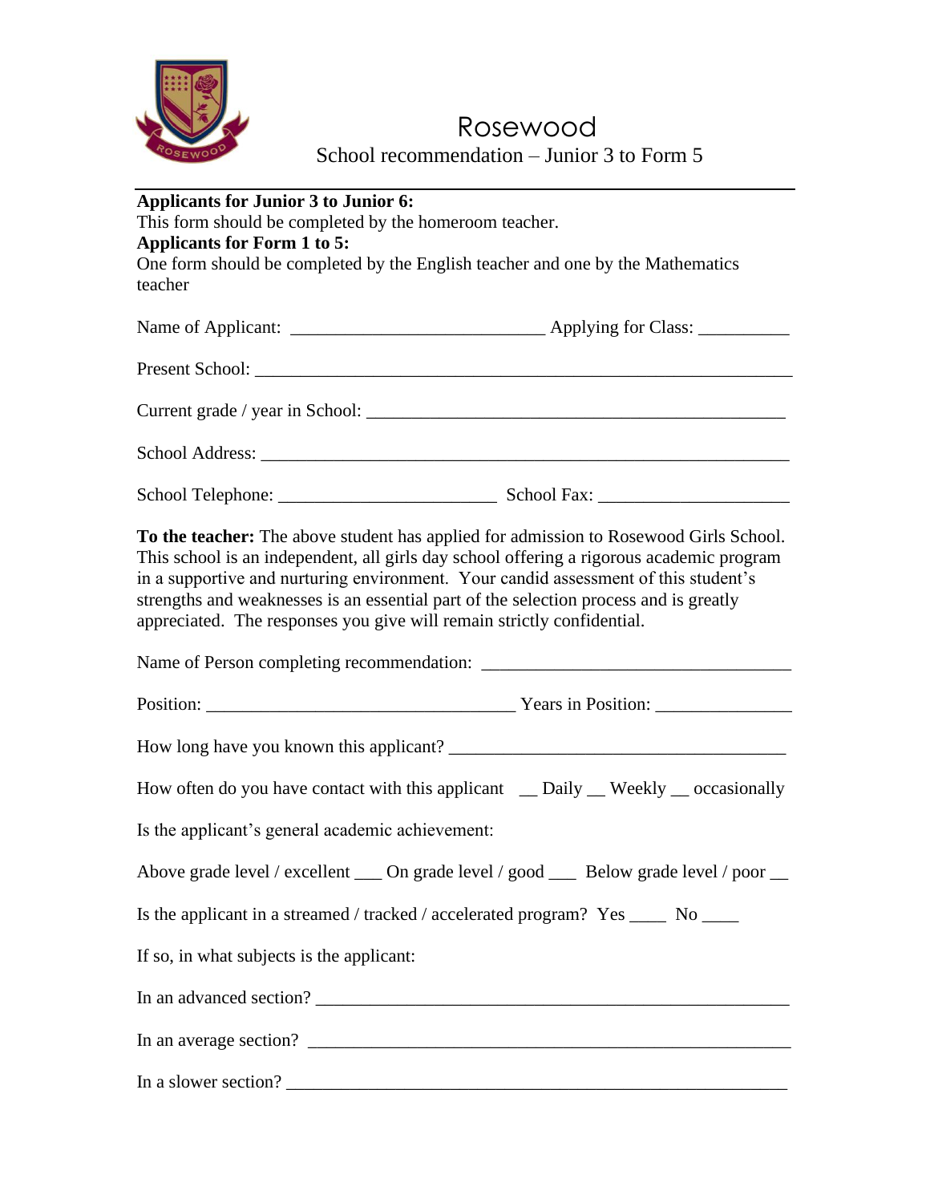# Rosewood

## School recommendation – Junior 3 to Form 5

**Applicants for Junior 3 to Junior 6:**
This form should be completed by the homeroom teacher.
**Applicants for Form 1 to 5:**
One form should be completed by the English teacher and one by the Mathematics teacher

Name of Applicant: ___________________________ Applying for Class: __________

Present School: ___________________________________________________________

Current grade / year in School: _______________________________________________

School Address: __________________________________________________________

School Telephone: _______________________ School Fax: ____________________

**To the teacher:** The above student has applied for admission to Rosewood Girls School. This school is an independent, all girls day school offering a rigorous academic program in a supportive and nurturing environment. Your candid assessment of this student's strengths and weaknesses is an essential part of the selection process and is greatly appreciated. The responses you give will remain strictly confidential.

Name of Person completing recommendation: _________________________________

Position: _________________________________ Years in Position: ______________

How long have you known this applicant? ____________________________________

How often do you have contact with this applicant __ Daily __ Weekly __ occasionally

Is the applicant's general academic achievement:

Above grade level / excellent ___ On grade level / good ___ Below grade level / poor __

Is the applicant in a streamed / tracked / accelerated program? Yes ____ No ____

If so, in what subjects is the applicant:

In an advanced section? ____________________________________________________

In an average section? _____________________________________________________

In a slower section? _______________________________________________________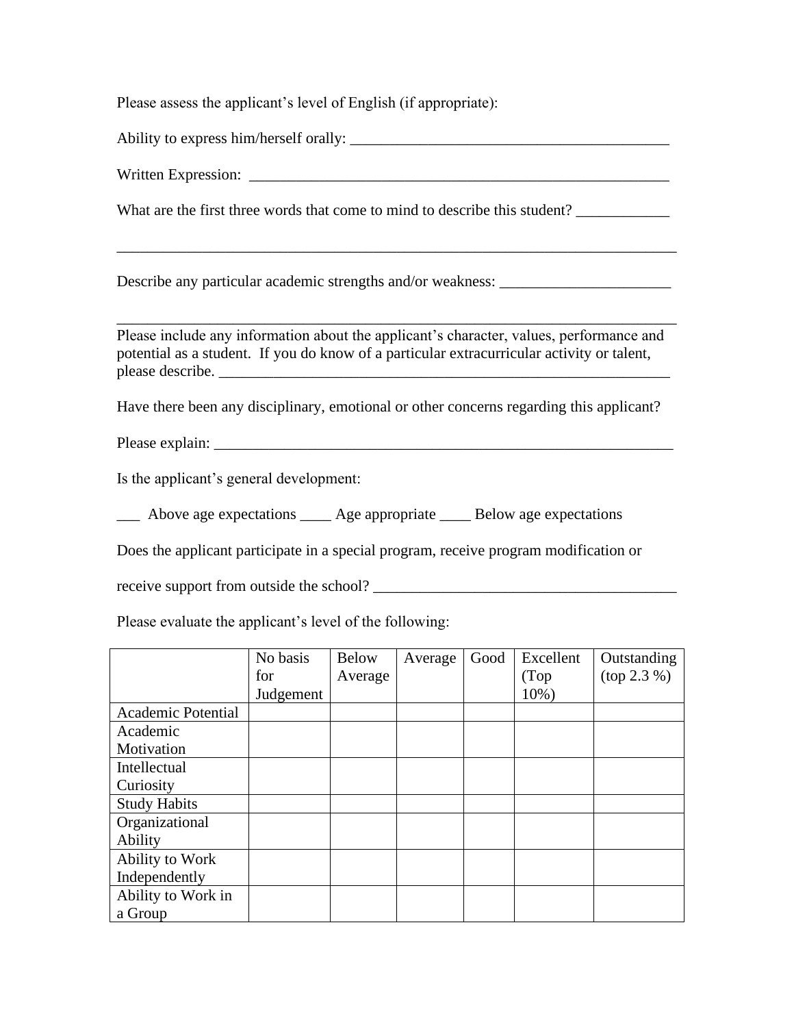Please assess the applicant's level of English (if appropriate):

Ability to express him/herself orally: ___________________________________________

Written Expression: _________________________________________________________

What are the first three words that come to mind to describe this student? ____________

_____________________________________________________________________________

Describe any particular academic strengths and/or weakness: _______________________

_____________________________________________________________________________

Please include any information about the applicant's character, values, performance and potential as a student. If you do know of a particular extracurricular activity or talent, please describe. ______________________________________________________________

Have there been any disciplinary, emotional or other concerns regarding this applicant?

Please explain: _______________________________________________________________

Is the applicant's general development:

___ Above age expectations ____ Age appropriate ____ Below age expectations

Does the applicant participate in a special program, receive program modification or

receive support from outside the school? ________________________________________

Please evaluate the applicant's level of the following:

| | No basis for Judgement | Below Average | Average | Good | Excellent (Top 10%) | Outstanding (top 2.3 %) |
|---|---|---|---|---|---|---|
| Academic Potential | | | | | | |
| Academic Motivation | | | | | | |
| Intellectual Curiosity | | | | | | |
| Study Habits | | | | | | |
| Organizational Ability | | | | | | |
| Ability to Work Independently | | | | | | |
| Ability to Work in a Group | | | | | | |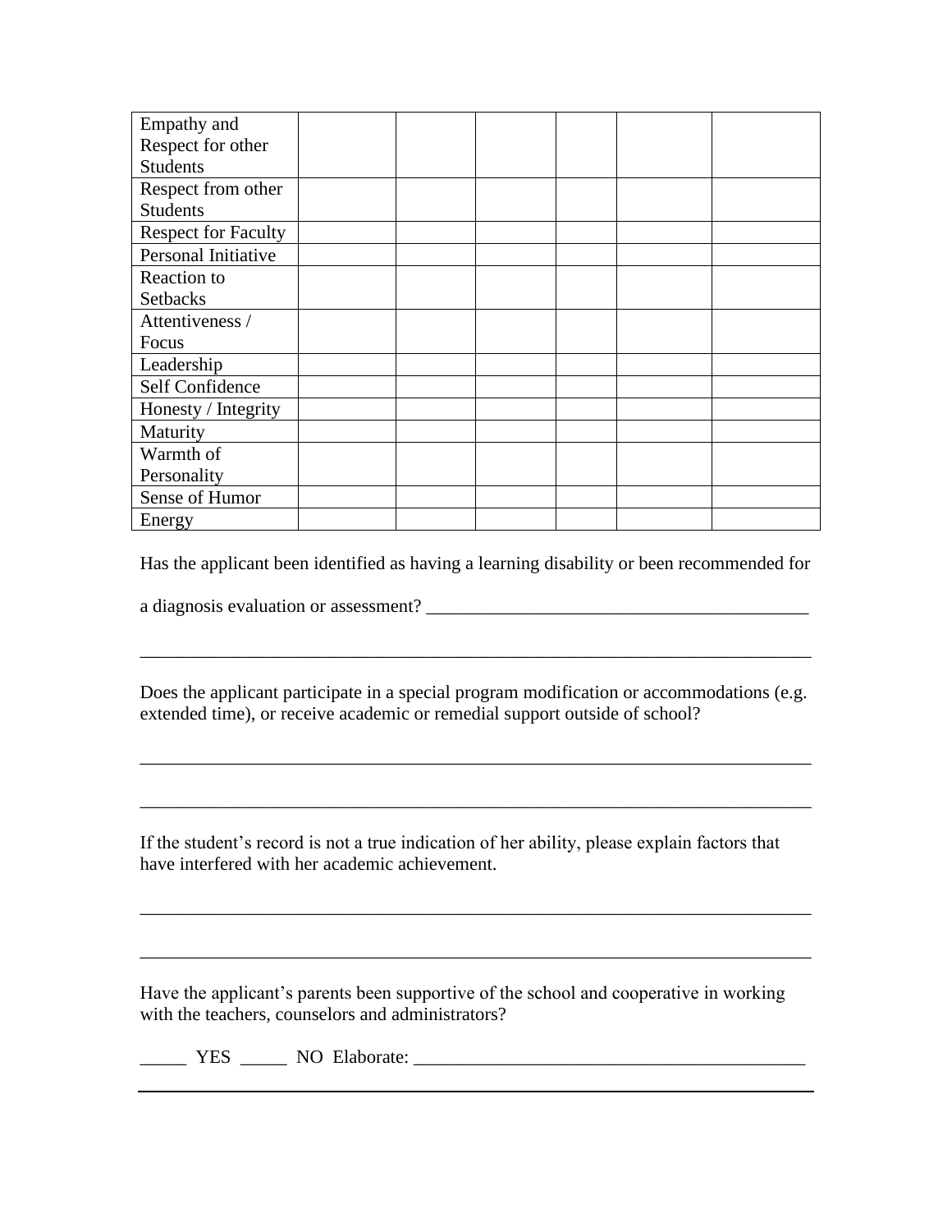| | | | | | | |
|---|---|---|---|---|---|---|
| Empathy and Respect for other Students | | | | | | |
| Respect from other Students | | | | | | |
| Respect for Faculty | | | | | | |
| Personal Initiative | | | | | | |
| Reaction to Setbacks | | | | | | |
| Attentiveness / Focus | | | | | | |
| Leadership | | | | | | |
| Self Confidence | | | | | | |
| Honesty / Integrity | | | | | | |
| Maturity | | | | | | |
| Warmth of Personality | | | | | | |
| Sense of Humor | | | | | | |
| Energy | | | | | | |

Has the applicant been identified as having a learning disability or been recommended for a diagnosis evaluation or assessment? ___________________________________________

___________________________________________________________________________

Does the applicant participate in a special program modification or accommodations (e.g. extended time), or receive academic or remedial support outside of school?

___________________________________________________________________________

___________________________________________________________________________

If the student's record is not a true indication of her ability, please explain factors that have interfered with her academic achievement.

___________________________________________________________________________

___________________________________________________________________________

Have the applicant's parents been supportive of the school and cooperative in working with the teachers, counselors and administrators?

_____ YES _____ NO Elaborate: ____________________________________________

___________________________________________________________________________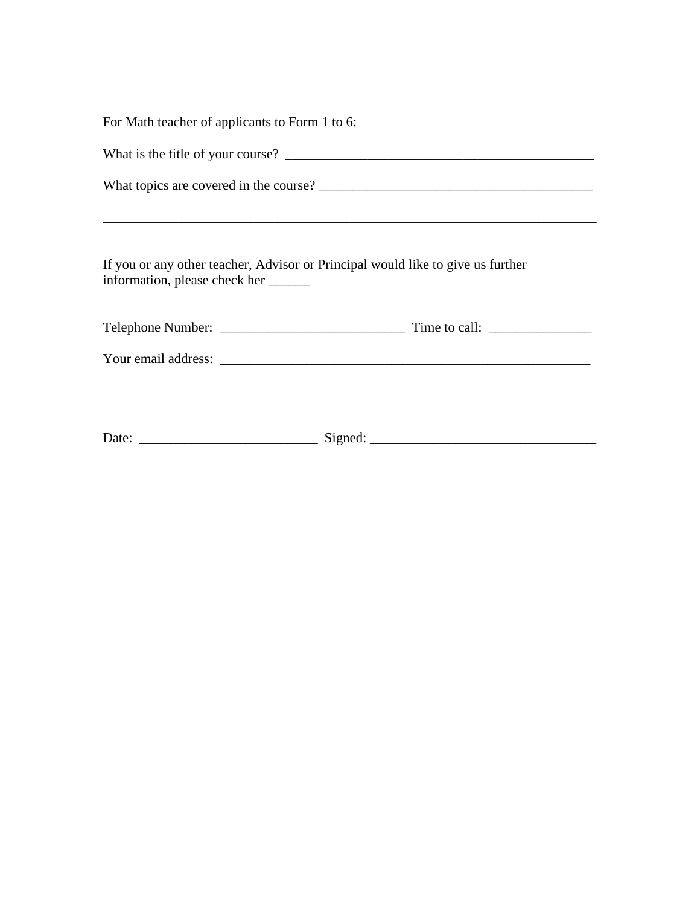For Math teacher of applicants to Form 1 to 6:

What is the title of your course? _____________________________________________

What topics are covered in the course? ________________________________________

_________________________________________________________________________

If you or any other teacher, Advisor or Principal would like to give us further information, please check her ______

Telephone Number: ___________________________ Time to call: _______________

Your email address: _______________________________________________________

Date: __________________________ Signed: _________________________________